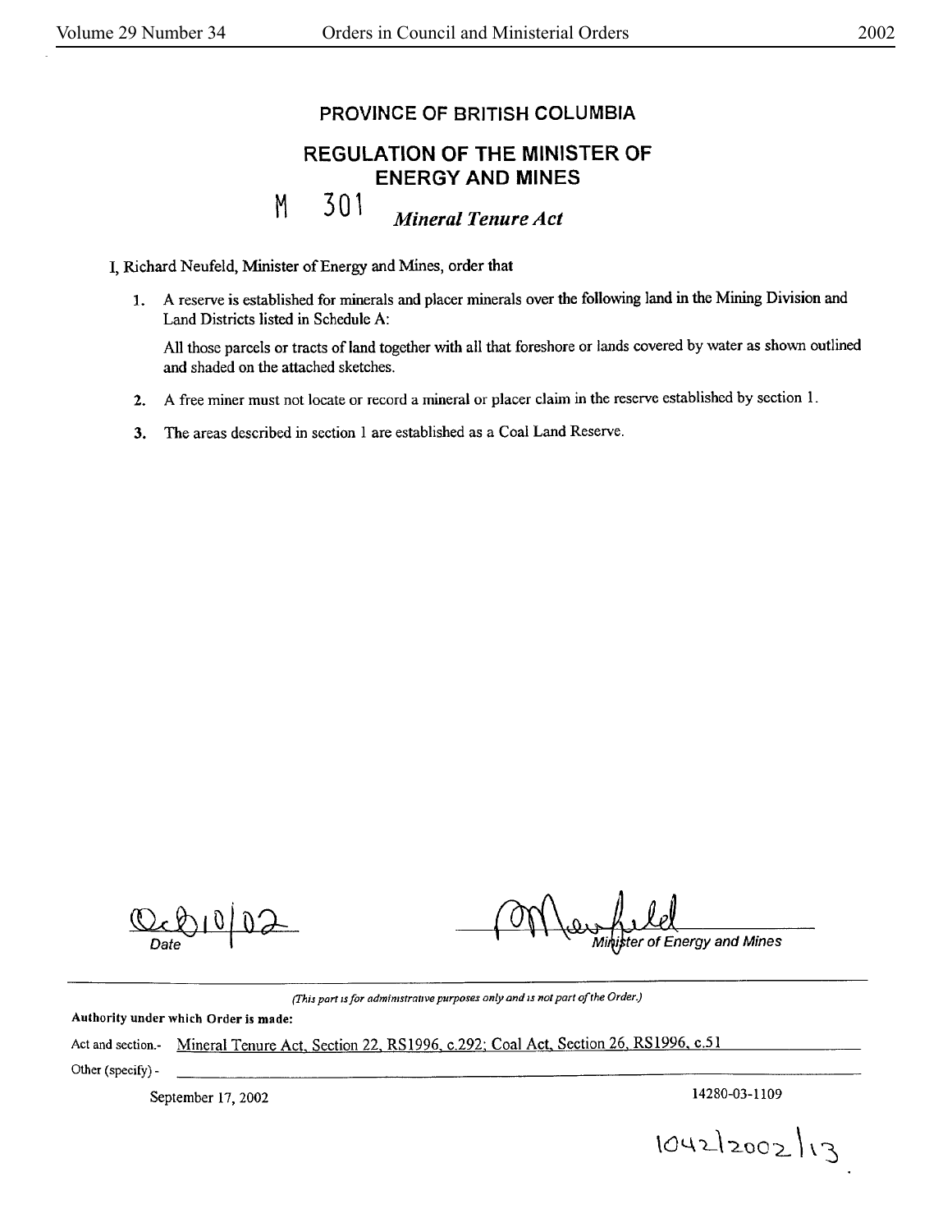# PROVINCE OF BRITISH COLUMBIA

## REGULATION OF THE MINISTER OF ENERGY AND MINES

M 301 ***Mineral Tenure Act***

I, Richard Neufeld, Minister of Energy and Mines, order that

1. A reserve is established for minerals and placer minerals over the following land in the Mining Division and Land Districts listed in Schedule A:

   All those parcels or tracts of land together with all that foreshore or lands covered by water as shown outlined and shaded on the attached sketches.

2. A free miner must not locate or record a mineral or placer claim in the reserve established by section 1.

3. The areas described in section 1 are established as a Coal Land Reserve.

Oct 10/02
*Date*

RNeufeld
*Minister of Energy and Mines*

---

*(This part is for administrative purposes only and is not part of the Order.)*

**Authority under which Order is made:**

Act and section.- Mineral Tenure Act, Section 22, RS1996, c.292; Coal Act, Section 26, RS1996, c.51

Other (specify) -

September 17, 2002

14280-03-1109

1042/2002/13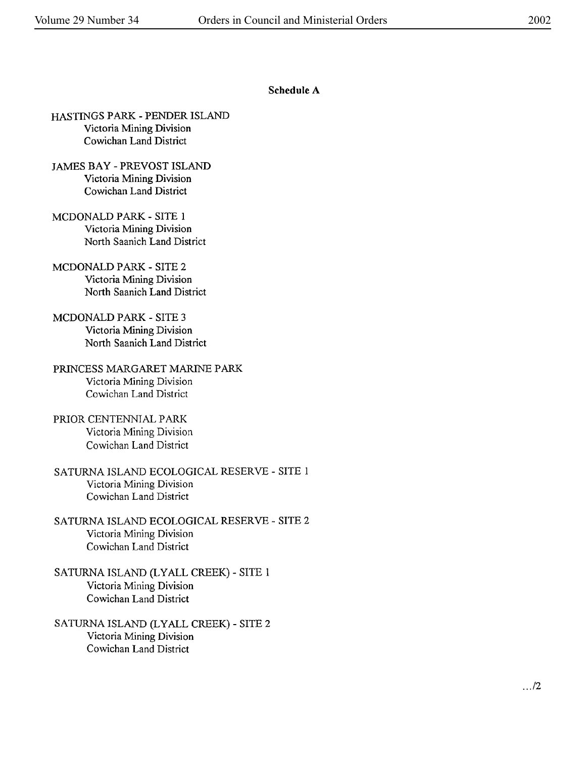**Schedule A**

HASTINGS PARK - PENDER ISLAND
Victoria Mining Division
Cowichan Land District

JAMES BAY - PREVOST ISLAND
Victoria Mining Division
Cowichan Land District

MCDONALD PARK - SITE 1
Victoria Mining Division
North Saanich Land District

MCDONALD PARK - SITE 2
Victoria Mining Division
North Saanich Land District

MCDONALD PARK - SITE 3
Victoria Mining Division
North Saanich Land District

PRINCESS MARGARET MARINE PARK
Victoria Mining Division
Cowichan Land District

PRIOR CENTENNIAL PARK
Victoria Mining Division
Cowichan Land District

SATURNA ISLAND ECOLOGICAL RESERVE - SITE 1
Victoria Mining Division
Cowichan Land District

SATURNA ISLAND ECOLOGICAL RESERVE - SITE 2
Victoria Mining Division
Cowichan Land District

SATURNA ISLAND (LYALL CREEK) - SITE 1
Victoria Mining Division
Cowichan Land District

SATURNA ISLAND (LYALL CREEK) - SITE 2
Victoria Mining Division
Cowichan Land District

.../2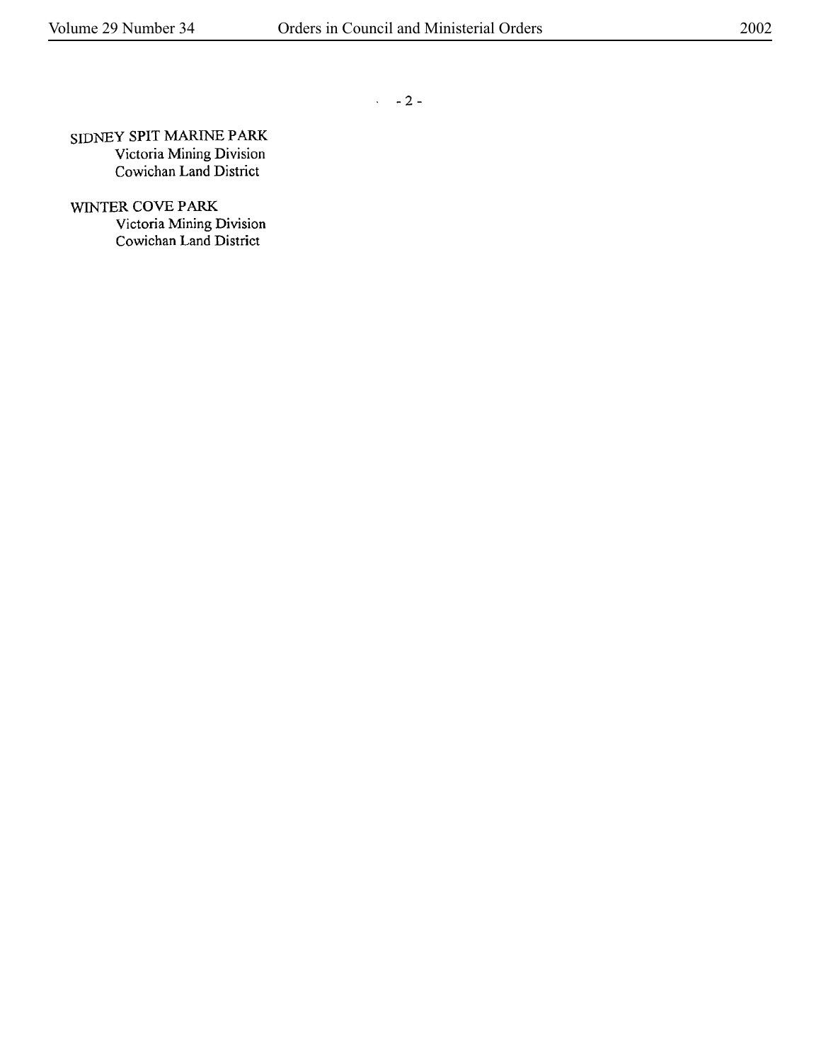SIDNEY SPIT MARINE PARK
Victoria Mining Division
Cowichan Land District

WINTER COVE PARK
Victoria Mining Division
Cowichan Land District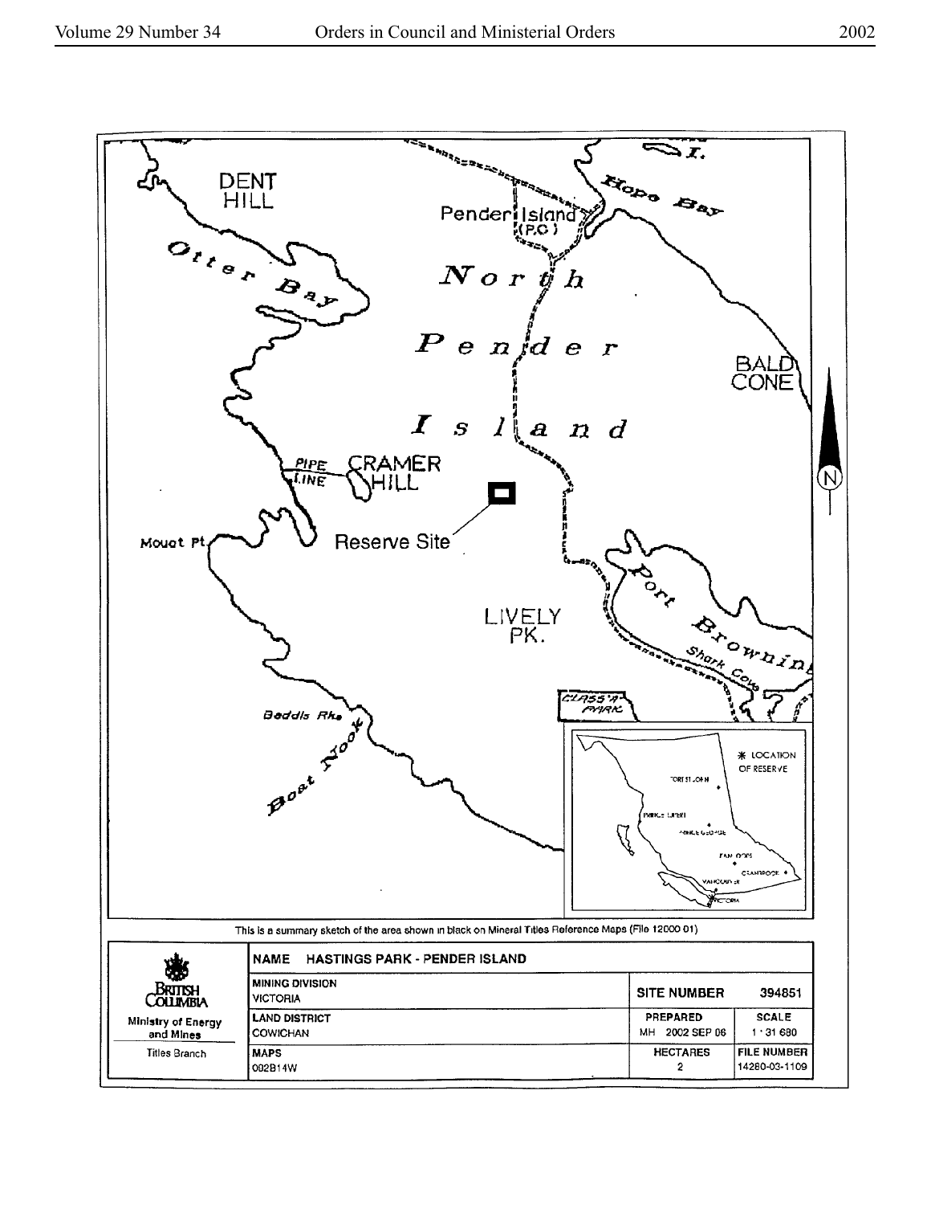DENT HILL

Pender Island (P.O.)

Hope Bay

Otter Bay

North Pender Island

BALD CONE

PIPE LINE

CRAMER HILL

Reserve Site

Mouat Pt.

Port Browning

Shark Cove

LIVELY PK.

CLASS 'A' PARK

Beddis Rks

Boat Nook

LOCATION OF RESERVE

This is a summary sketch of the area shown in black on Mineral Titles Reference Maps (File 12000 01)

| British Columbia<br>Ministry of Energy and Mines<br>Titles Branch | NAME HASTINGS PARK - PENDER ISLAND | | |
|---|---|---|---|
| | MINING DIVISION<br>VICTORIA | SITE NUMBER | 394851 |
| | LAND DISTRICT<br>COWICHAN | PREPARED<br>MH 2002 SEP 06 | SCALE<br>1 : 31 680 |
| | MAPS<br>092B14W | HECTARES<br>2 | FILE NUMBER<br>14280-03-1109 |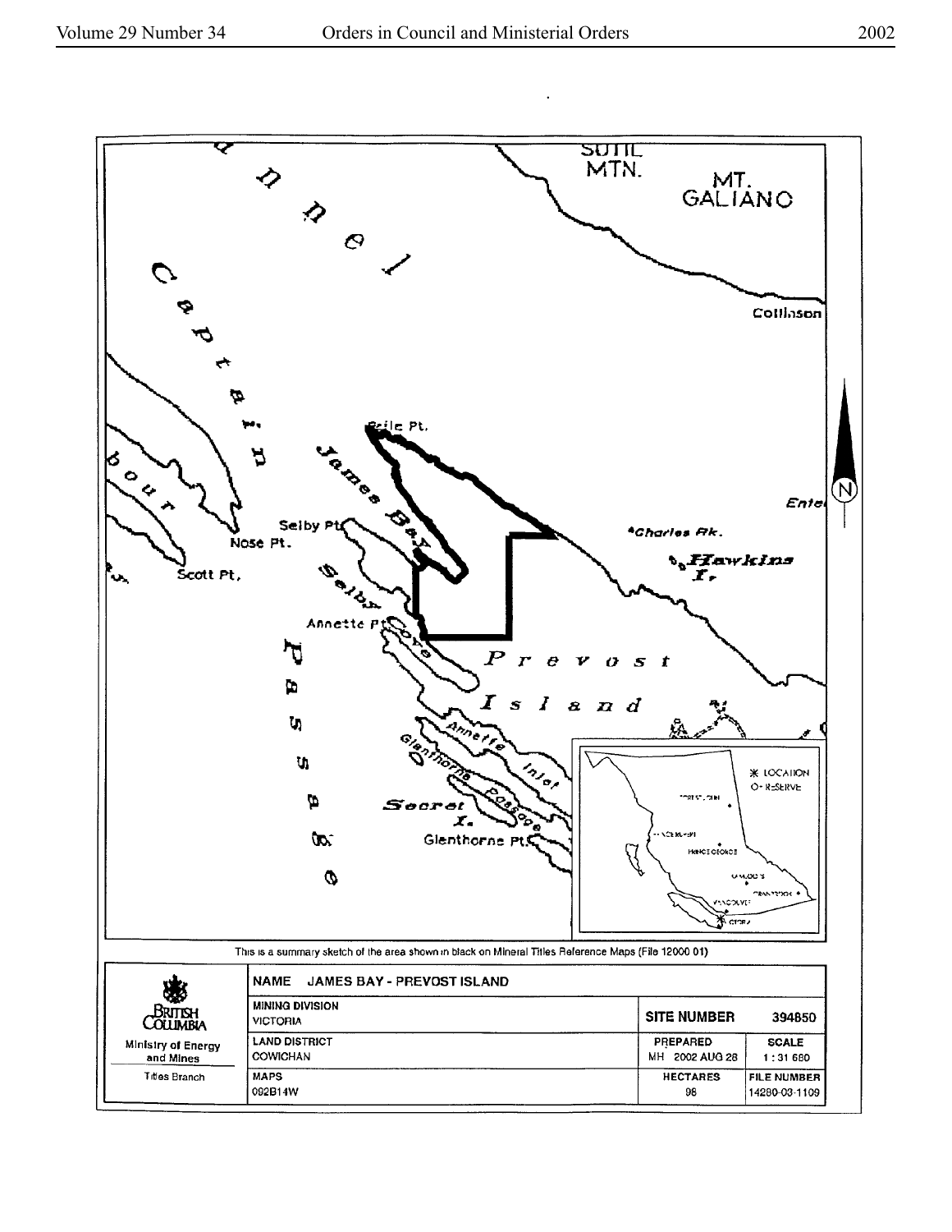This is a summary sketch of the area shown in black on Mineral Titles Reference Maps (File 12000 01)

| British Columbia Ministry of Energy and Mines Titles Branch | NAME JAMES BAY - PREVOST ISLAND | | |
|---|---|---|---|
| | MINING DIVISION VICTORIA | SITE NUMBER | 394850 |
| | LAND DISTRICT COWICHAN | PREPARED MH 2002 AUG 28 | SCALE 1 : 31 680 |
| | MAPS 092B14W | HECTARES 98 | FILE NUMBER 14280-03-1109 |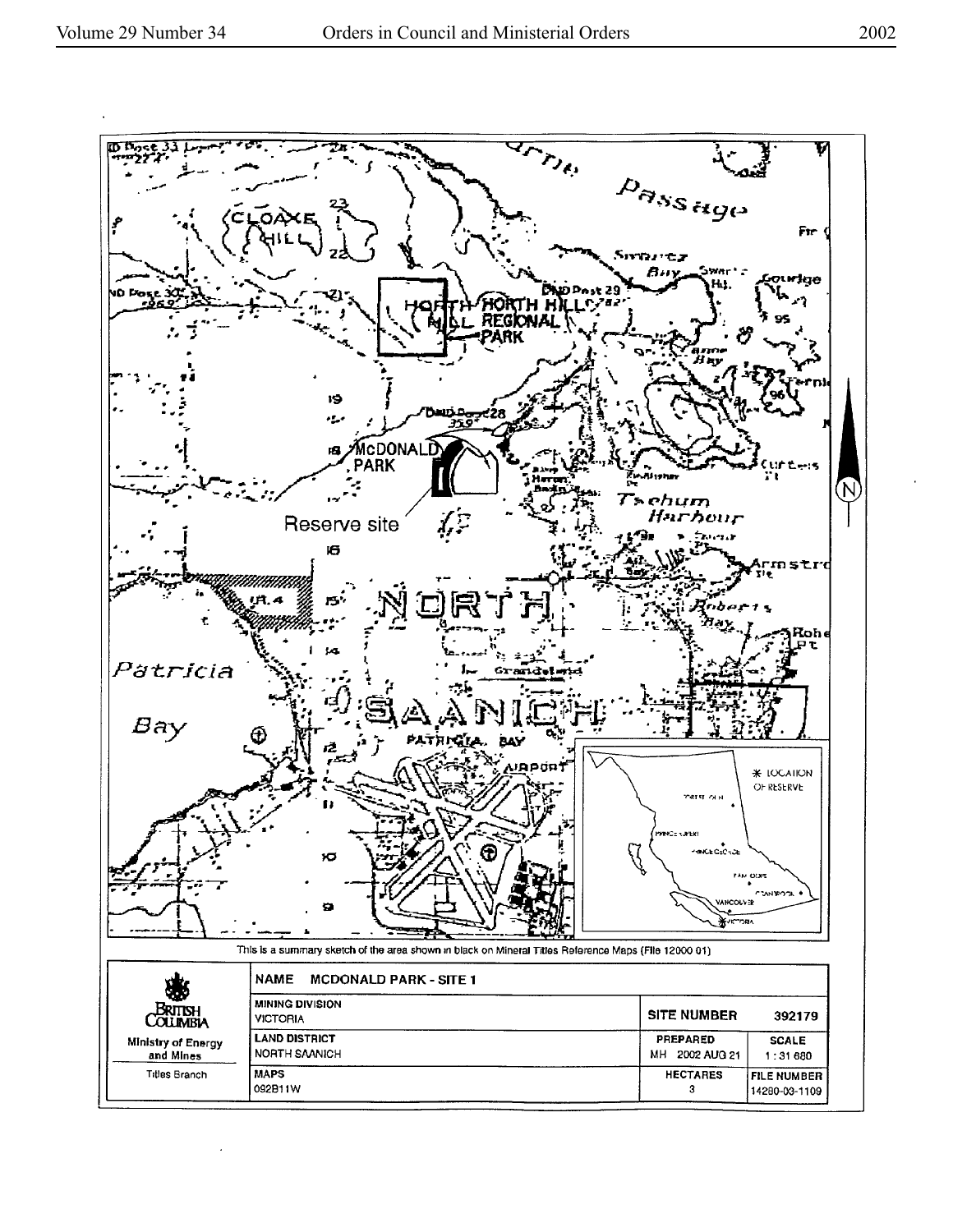This is a summary sketch of the area shown in black on Mineral Titles Reference Maps (File 12000 01)

| British Columbia | NAME MCDONALD PARK - SITE 1 | | |
|---|---|---|---|
| Ministry of Energy and Mines | MINING DIVISION VICTORIA | SITE NUMBER | 392179 |
| | LAND DISTRICT NORTH SAANICH | PREPARED MH 2002 AUG 21 | SCALE 1 : 31 680 |
| Titles Branch | MAPS 092B11W | HECTARES 3 | FILE NUMBER 14280-03-1109 |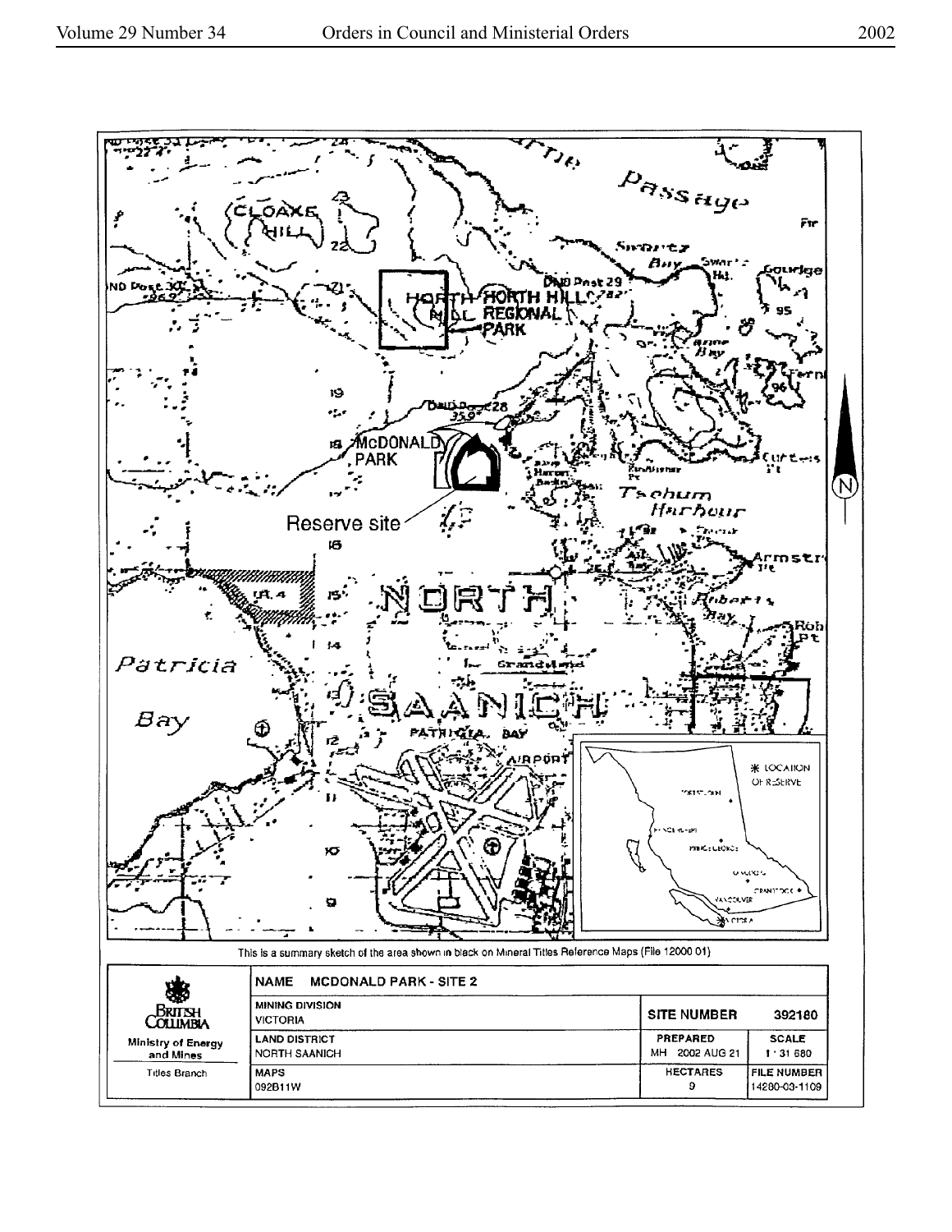This is a summary sketch of the area shown in black on Mineral Titles Reference Maps (File 12000 01)

| British Columbia<br>Ministry of Energy and Mines<br>Titles Branch | NAME MCDONALD PARK - SITE 2 | | |
|---|---|---|---|
| | MINING DIVISION<br>VICTORIA | SITE NUMBER | 392180 |
| | LAND DISTRICT<br>NORTH SAANICH | PREPARED<br>MH 2002 AUG 21 | SCALE<br>1 : 31 680 |
| | MAPS<br>092B11W | HECTARES<br>9 | FILE NUMBER<br>14280-03-1109 |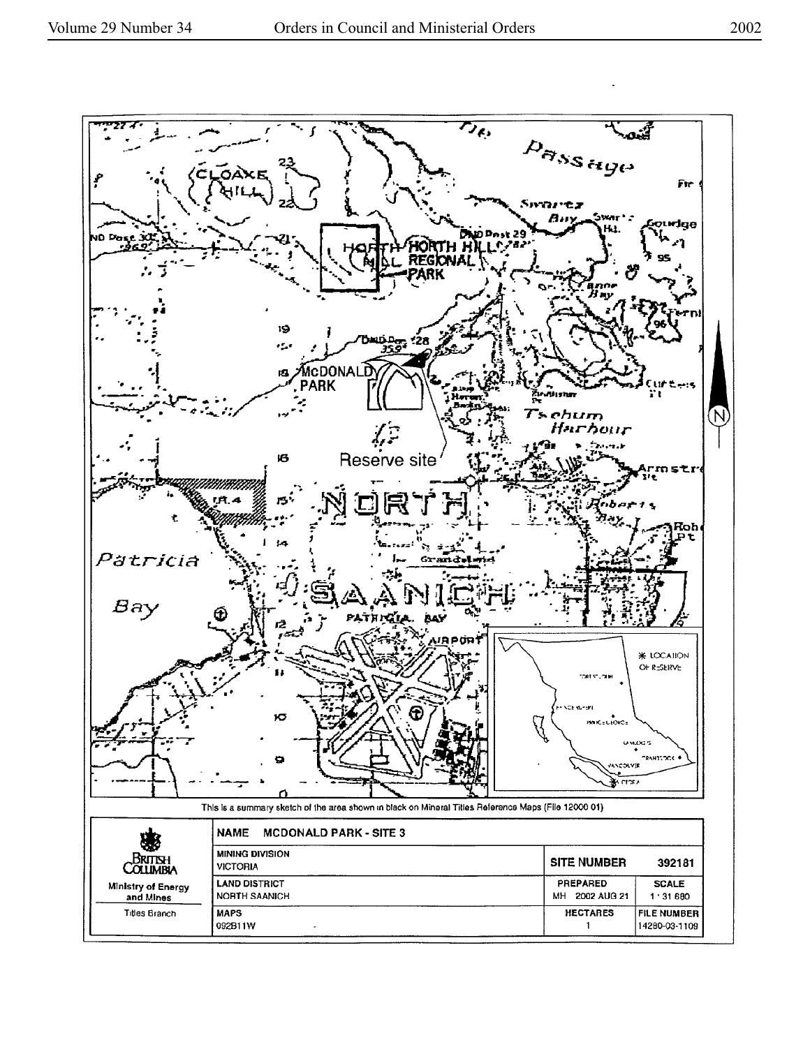This is a summary sketch of the area shown in black on Mineral Titles Reference Maps (File 12000 01)

| British Columbia<br>Ministry of Energy and Mines<br>Titles Branch | NAME MCDONALD PARK - SITE 3 | | |
|---|---|---|---|
| | MINING DIVISION<br>VICTORIA | SITE NUMBER | 392181 |
| | LAND DISTRICT<br>NORTH SAANICH | PREPARED<br>MH 2002 AUG 21 | SCALE<br>1 : 31 680 |
| | MAPS<br>092B11W | HECTARES<br>1 | FILE NUMBER<br>14280-03-1109 |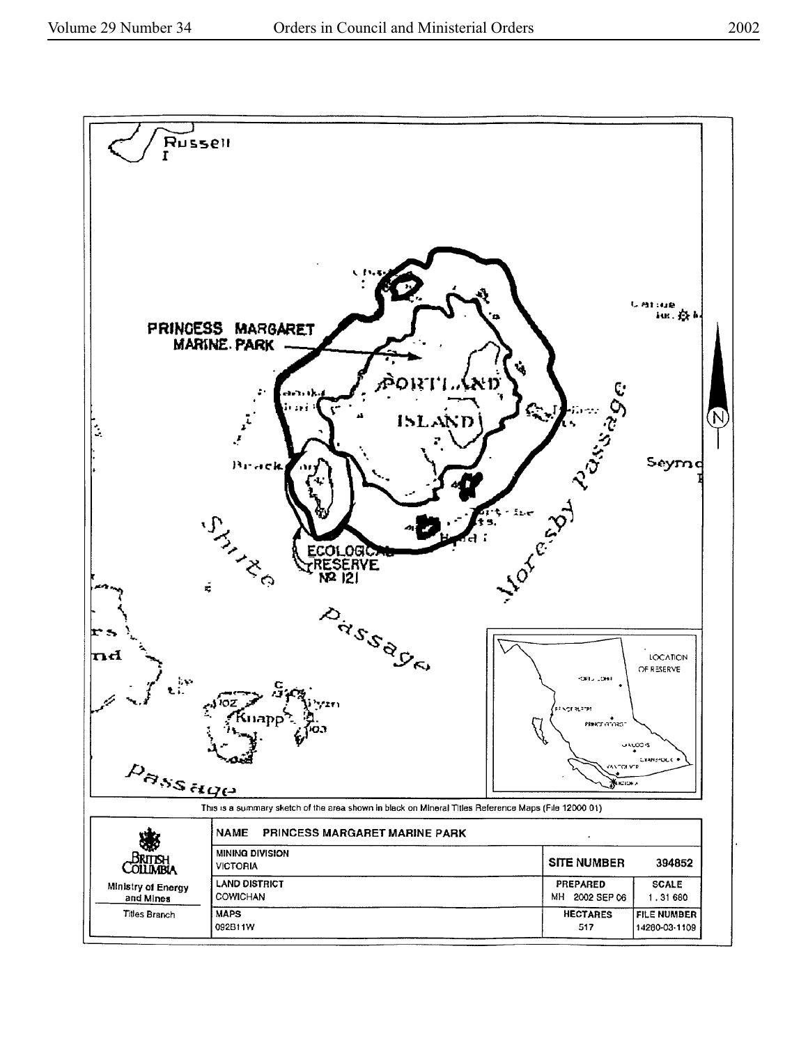This is a summary sketch of the area shown in black on Mineral Titles Reference Maps (File 12000 01)

| British Columbia<br>Ministry of Energy and Mines<br>Titles Branch | NAME PRINCESS MARGARET MARINE PARK | | |
|---|---|---|---|
| | MINING DIVISION<br>VICTORIA | SITE NUMBER | 394852 |
| | LAND DISTRICT<br>COWICHAN | PREPARED<br>MH 2002 SEP 06 | SCALE<br>1 : 31 680 |
| | MAPS<br>092B11W | HECTARES<br>517 | FILE NUMBER<br>14260-03-1109 |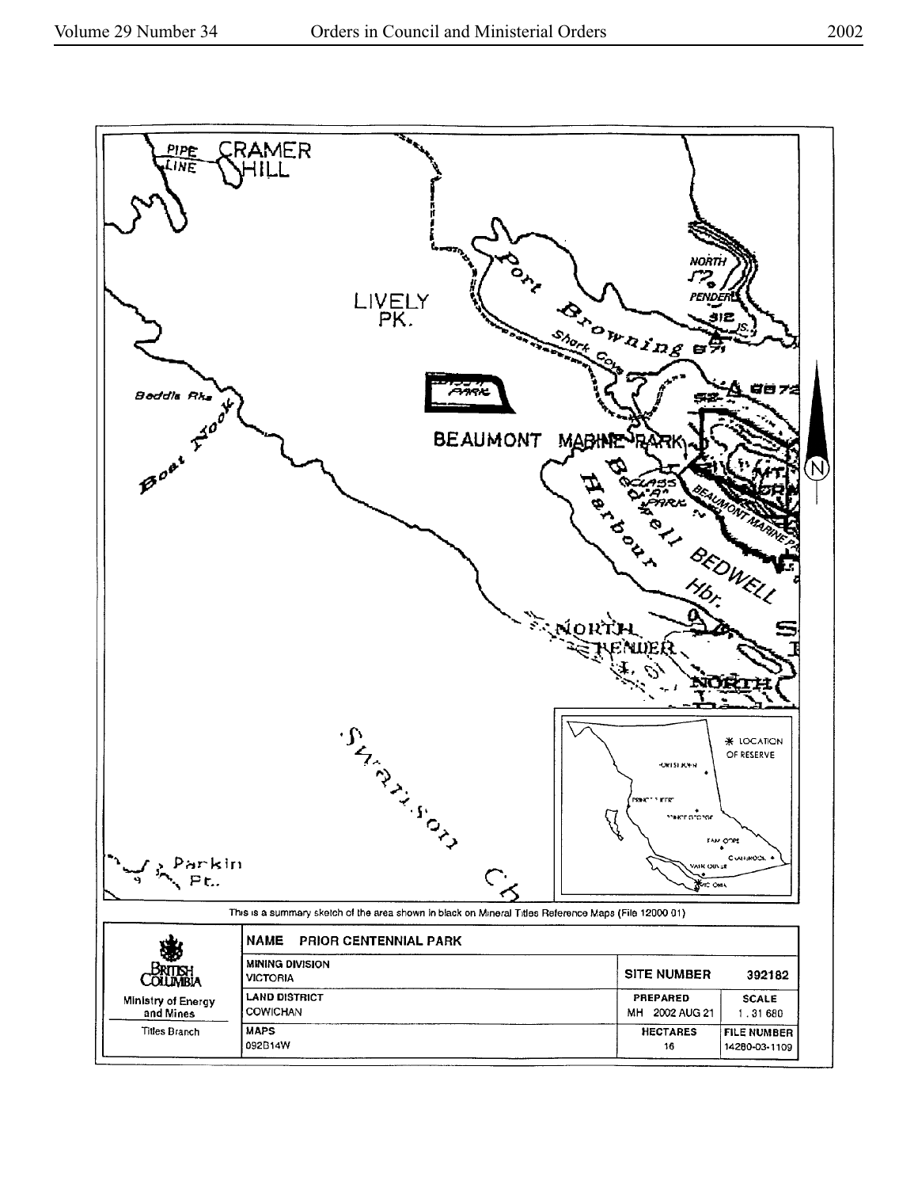This is a summary sketch of the area shown in black on Mineral Titles Reference Maps (File 12000 01)

| British Columbia | NAME PRIOR CENTENNIAL PARK | | |
|---|---|---|---|
| | MINING DIVISION<br>VICTORIA | SITE NUMBER | 392182 |
| Ministry of Energy and Mines | LAND DISTRICT<br>COWICHAN | PREPARED<br>MH 2002 AUG 21 | SCALE<br>1 : 31 680 |
| Titles Branch | MAPS<br>092B14W | HECTARES<br>16 | FILE NUMBER<br>14280-03-1109 |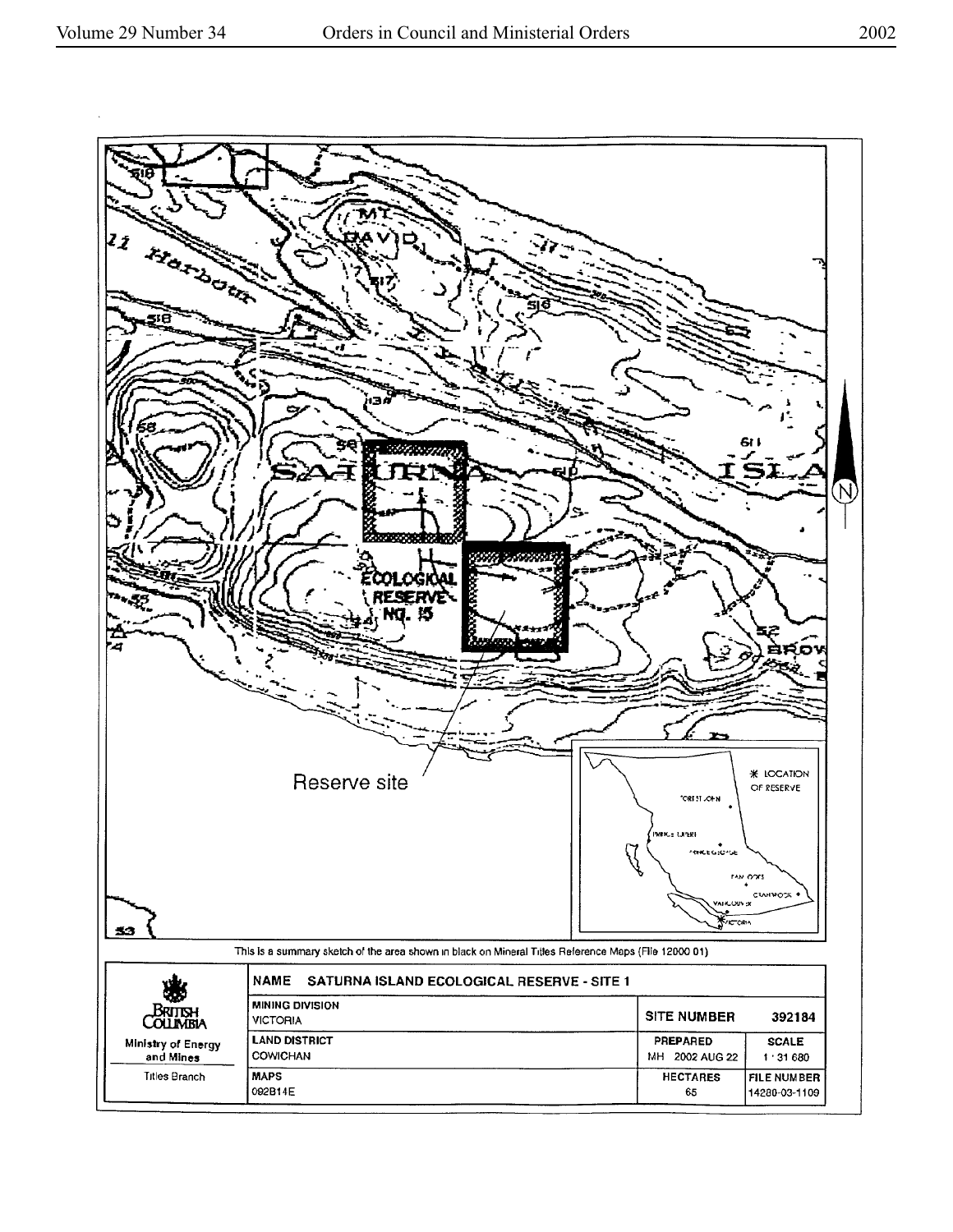Reserve site

This is a summary sketch of the area shown in black on Mineral Titles Reference Maps (File 12000 01)

| BRITISH COLUMBIA Ministry of Energy and Mines Titles Branch | NAME SATURNA ISLAND ECOLOGICAL RESERVE - SITE 1 | | |
|---|---|---|---|
| | MINING DIVISION VICTORIA | SITE NUMBER | 392184 |
| | LAND DISTRICT COWICHAN | PREPARED MH 2002 AUG 22 | SCALE 1 : 31 680 |
| | MAPS 092B14E | HECTARES 65 | FILE NUMBER 14280-03-1109 |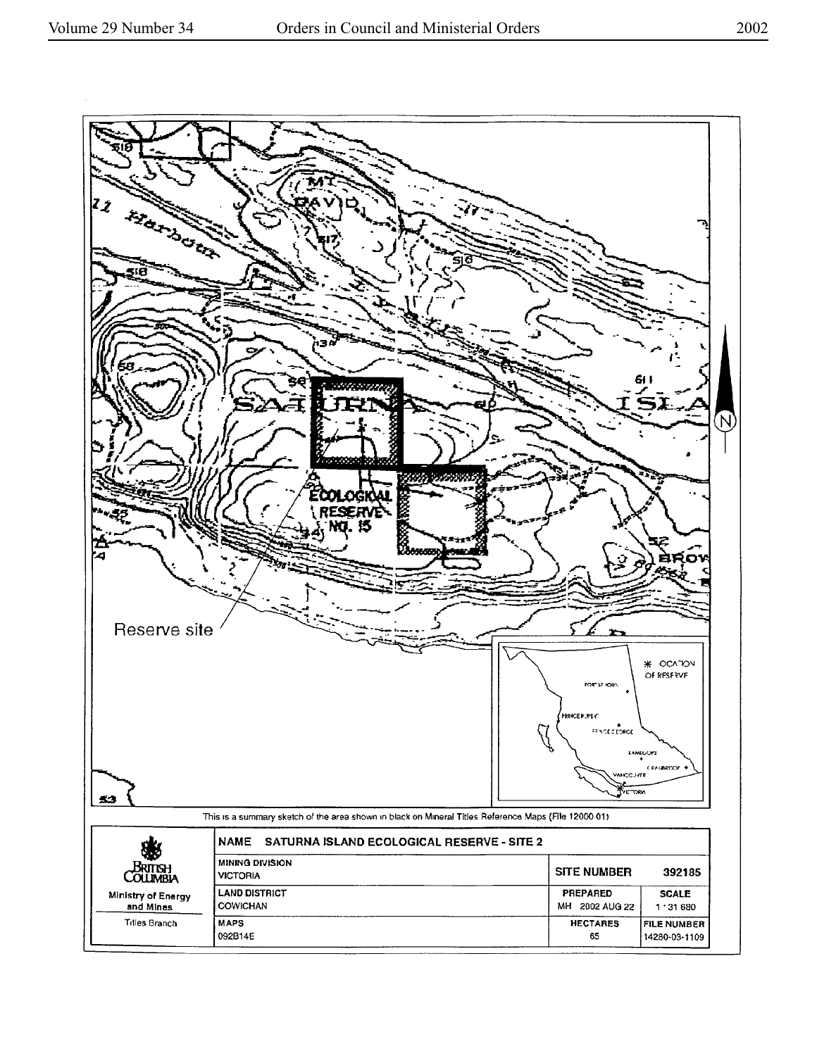This is a summary sketch of the area shown in black on Mineral Titles Reference Maps (File 12000 01)

| | NAME SATURNA ISLAND ECOLOGICAL RESERVE - SITE 2 | | |
|---|---|---|---|
| British Columbia | MINING DIVISION<br>VICTORIA | SITE NUMBER | 392185 |
| Ministry of Energy and Mines | LAND DISTRICT<br>COWICHAN | PREPARED<br>MH 2002 AUG 22 | SCALE<br>1 : 31 680 |
| Titles Branch | MAPS<br>092B14E | HECTARES<br>65 | FILE NUMBER<br>14280-03-1109 |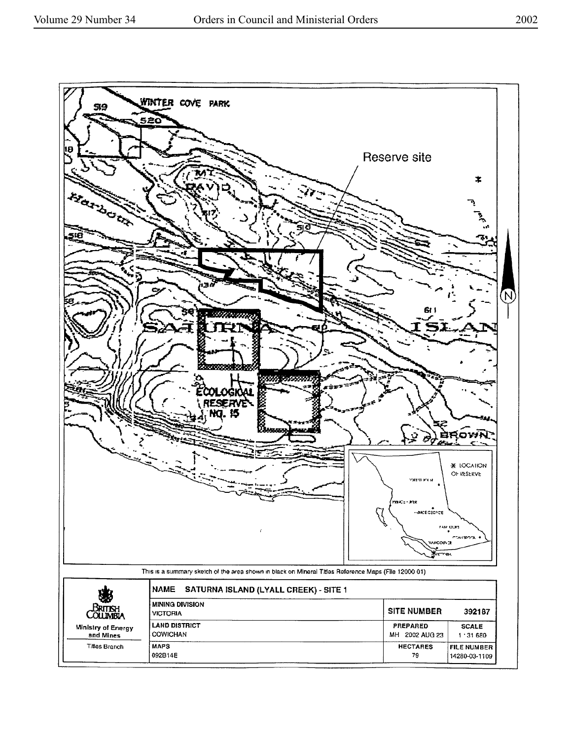Reserve site

This is a summary sketch of the area shown in black on Mineral Titles Reference Maps (File 12000 01)

| British Columbia | NAME SATURNA ISLAND (LYALL CREEK) - SITE 1 | | |
|---|---|---|---|
| | MINING DIVISION VICTORIA | SITE NUMBER | 392187 |
| Ministry of Energy and Mines | LAND DISTRICT COWICHAN | PREPARED MH 2002 AUG 23 | SCALE 1 : 31 680 |
| Titles Branch | MAPS 092B14E | HECTARES 79 | FILE NUMBER 14280-03-1109 |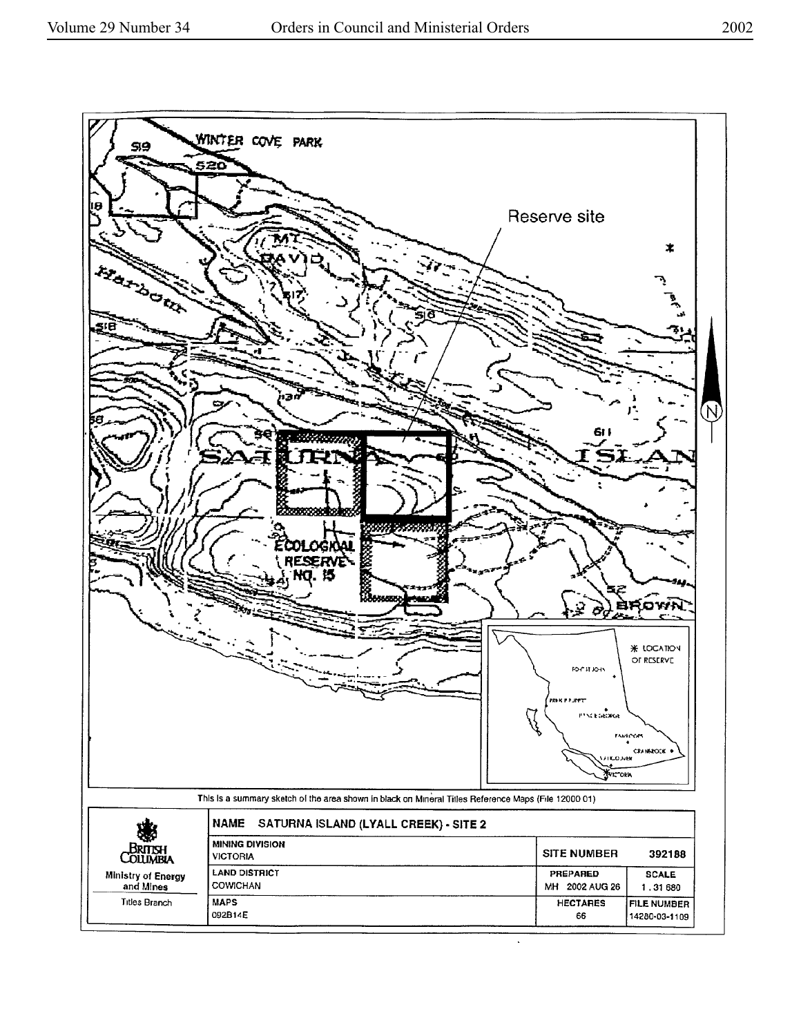This is a summary sketch of the area shown in black on Mineral Titles Reference Maps (File 12000 01)

| British Columbia Ministry of Energy and Mines Titles Branch | NAME SATURNA ISLAND (LYALL CREEK) - SITE 2 | | |
|---|---|---|---|
| | MINING DIVISION VICTORIA | SITE NUMBER | 392188 |
| | LAND DISTRICT COWICHAN | PREPARED MH 2002 AUG 26 | SCALE 1 : 31 680 |
| | MAPS 092B14E | HECTARES 66 | FILE NUMBER 14280-03-1109 |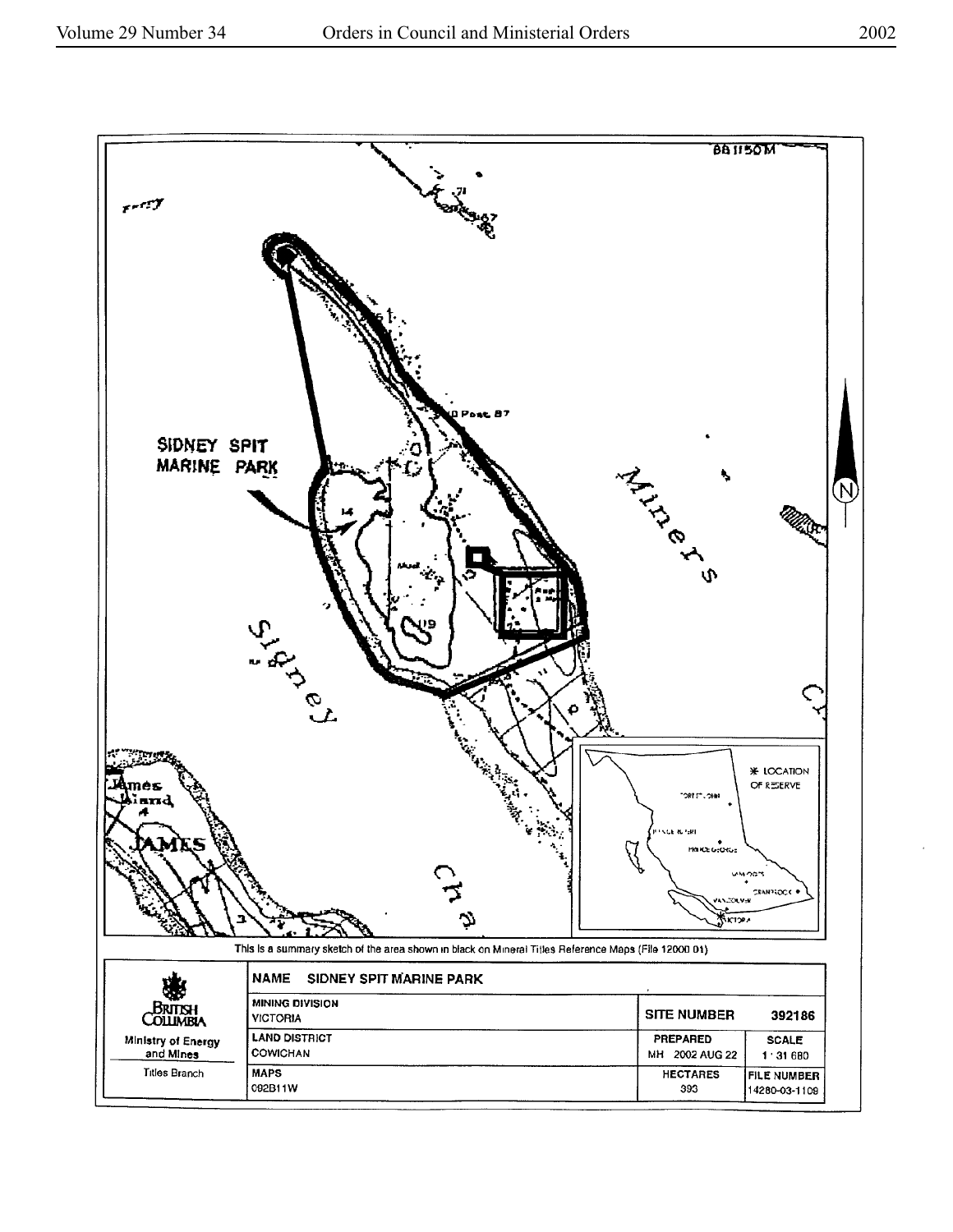This is a summary sketch of the area shown in black on Mineral Titles Reference Maps (File 12000 01)

| British Columbia<br>Ministry of Energy and Mines<br>Titles Branch | NAME SIDNEY SPIT MARINE PARK | | |
|---|---|---|---|
| | MINING DIVISION<br>VICTORIA | SITE NUMBER | 392186 |
| | LAND DISTRICT<br>COWICHAN | PREPARED<br>MH 2002 AUG 22 | SCALE<br>1 : 31 680 |
| | MAPS<br>092B11W | HECTARES<br>393 | FILE NUMBER<br>14280-03-1109 |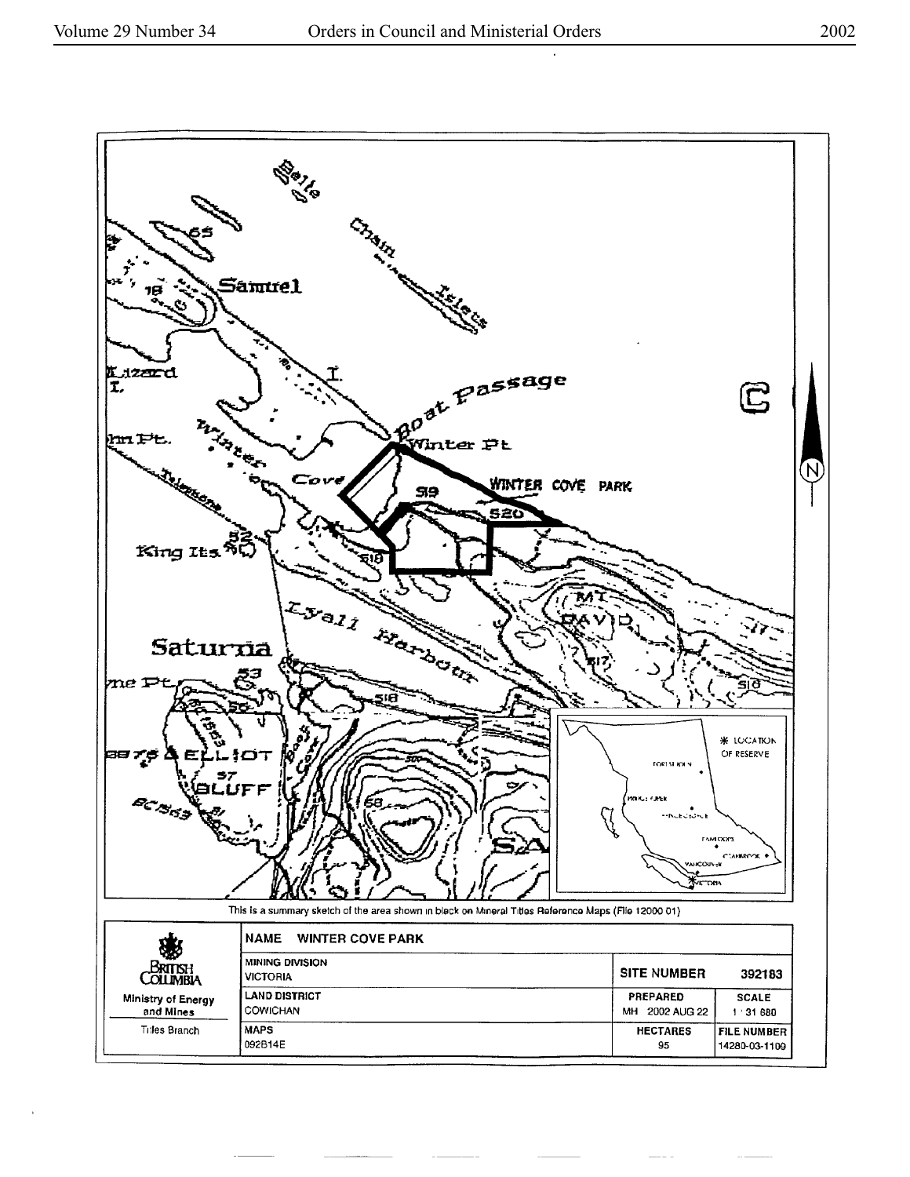Belle Chain Islets

65

18

Samuel

Lizard I.

I.

Boat Passage

Winter Pt

Winter Cove

WINTER COVE PARK

519

520

518

52

King Its.

Lyall Harbour

MT DAVID

517

516

Saturna

53

56

518

ELLIOT BLUFF

57

Boot Cove

300

68

SA

C

N

LOCATION OF RESERVE

VICTORIA

VANCOUVER

This is a summary sketch of the area shown in black on Mineral Titles Reference Maps (File 12000 01)

| | | | |
|---|---|---|---|
| BRITISH COLUMBIA | NAME WINTER COVE PARK | | |
| Ministry of Energy and Mines | MINING DIVISION VICTORIA | SITE NUMBER | 392183 |
| Titles Branch | LAND DISTRICT COWICHAN | PREPARED MH 2002 AUG 22 | SCALE 1 : 31 680 |
| | MAPS 092B14E | HECTARES 95 | FILE NUMBER 14280-03-1109 |